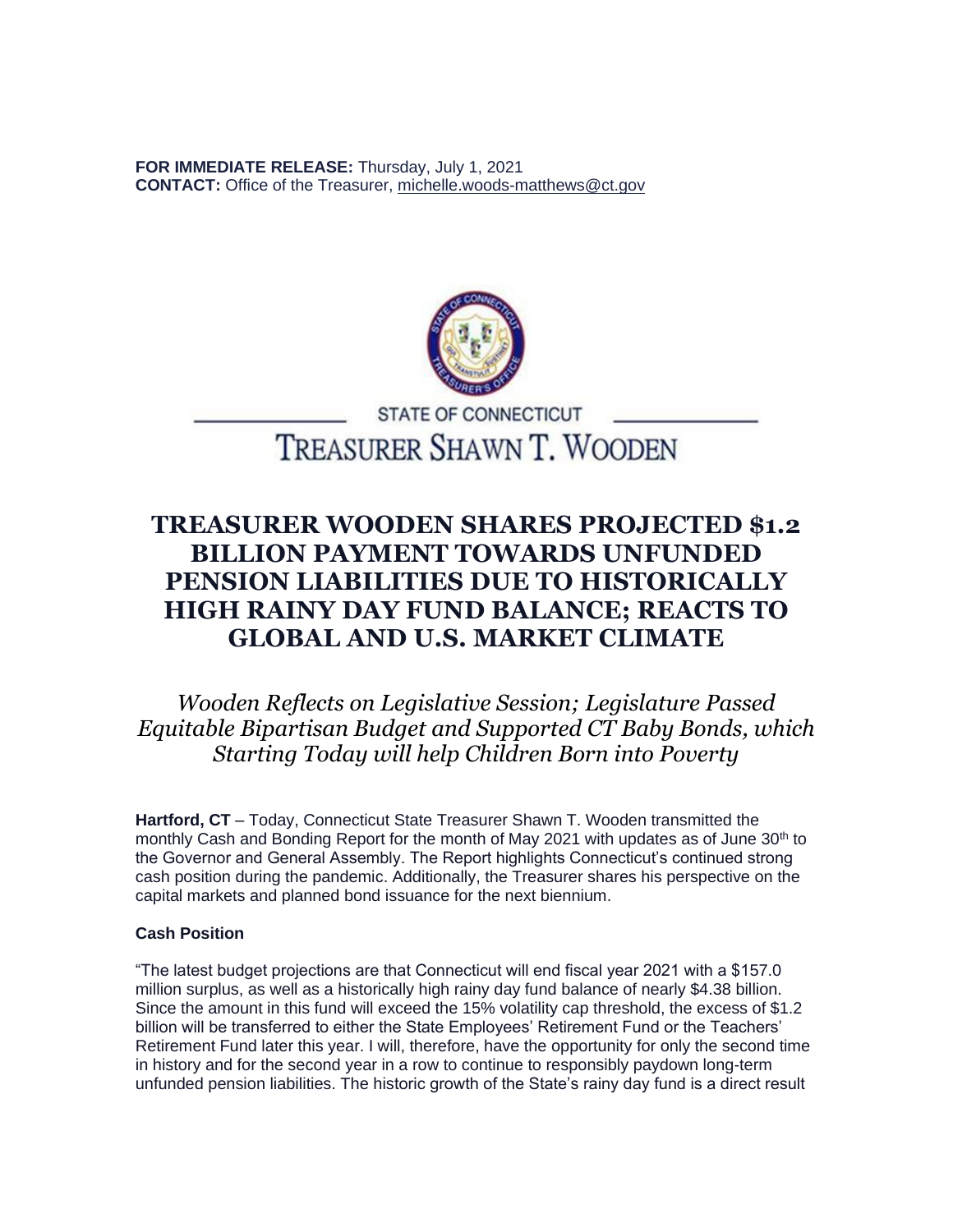**FOR IMMEDIATE RELEASE:** Thursday, July 1, 2021
**CONTACT:** Office of the Treasurer, michelle.woods-matthews@ct.gov

STATE OF CONNECTICUT

TREASURER SHAWN T. WOODEN

# TREASURER WOODEN SHARES PROJECTED $1.2 BILLION PAYMENT TOWARDS UNFUNDED PENSION LIABILITIES DUE TO HISTORICALLY HIGH RAINY DAY FUND BALANCE; REACTS TO GLOBAL AND U.S. MARKET CLIMATE

*Wooden Reflects on Legislative Session; Legislature Passed Equitable Bipartisan Budget and Supported CT Baby Bonds, which Starting Today will help Children Born into Poverty*

**Hartford, CT** – Today, Connecticut State Treasurer Shawn T. Wooden transmitted the monthly Cash and Bonding Report for the month of May 2021 with updates as of June 30th to the Governor and General Assembly. The Report highlights Connecticut's continued strong cash position during the pandemic. Additionally, the Treasurer shares his perspective on the capital markets and planned bond issuance for the next biennium.

**Cash Position**

"The latest budget projections are that Connecticut will end fiscal year 2021 with a $157.0 million surplus, as well as a historically high rainy day fund balance of nearly $4.38 billion. Since the amount in this fund will exceed the 15% volatility cap threshold, the excess of $1.2 billion will be transferred to either the State Employees' Retirement Fund or the Teachers' Retirement Fund later this year. I will, therefore, have the opportunity for only the second time in history and for the second year in a row to continue to responsibly paydown long-term unfunded pension liabilities. The historic growth of the State's rainy day fund is a direct result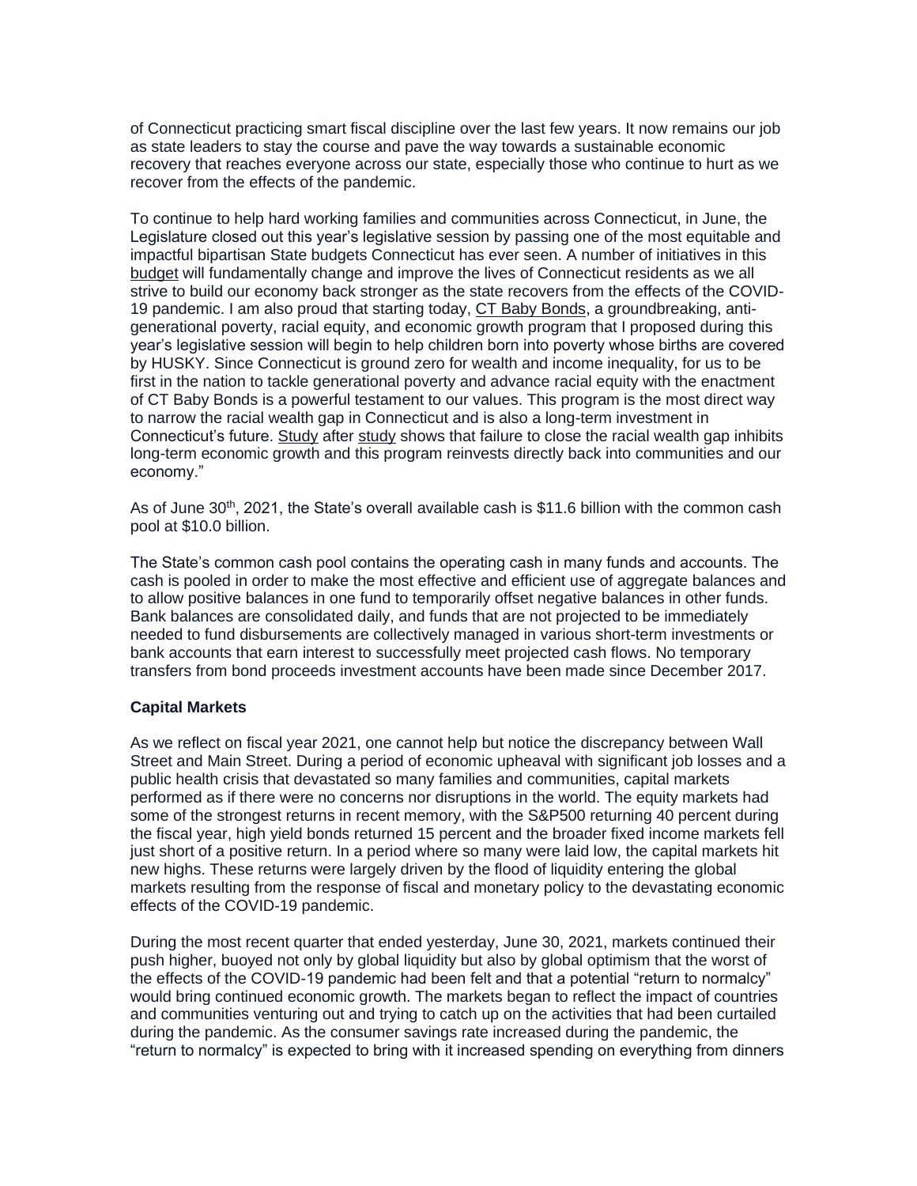of Connecticut practicing smart fiscal discipline over the last few years. It now remains our job as state leaders to stay the course and pave the way towards a sustainable economic recovery that reaches everyone across our state, especially those who continue to hurt as we recover from the effects of the pandemic.

To continue to help hard working families and communities across Connecticut, in June, the Legislature closed out this year's legislative session by passing one of the most equitable and impactful bipartisan State budgets Connecticut has ever seen. A number of initiatives in this budget will fundamentally change and improve the lives of Connecticut residents as we all strive to build our economy back stronger as the state recovers from the effects of the COVID-19 pandemic. I am also proud that starting today, CT Baby Bonds, a groundbreaking, anti-generational poverty, racial equity, and economic growth program that I proposed during this year's legislative session will begin to help children born into poverty whose births are covered by HUSKY. Since Connecticut is ground zero for wealth and income inequality, for us to be first in the nation to tackle generational poverty and advance racial equity with the enactment of CT Baby Bonds is a powerful testament to our values. This program is the most direct way to narrow the racial wealth gap in Connecticut and is also a long-term investment in Connecticut's future. Study after study shows that failure to close the racial wealth gap inhibits long-term economic growth and this program reinvests directly back into communities and our economy."

As of June 30th, 2021, the State's overall available cash is $11.6 billion with the common cash pool at $10.0 billion.

The State's common cash pool contains the operating cash in many funds and accounts. The cash is pooled in order to make the most effective and efficient use of aggregate balances and to allow positive balances in one fund to temporarily offset negative balances in other funds. Bank balances are consolidated daily, and funds that are not projected to be immediately needed to fund disbursements are collectively managed in various short-term investments or bank accounts that earn interest to successfully meet projected cash flows. No temporary transfers from bond proceeds investment accounts have been made since December 2017.

**Capital Markets**

As we reflect on fiscal year 2021, one cannot help but notice the discrepancy between Wall Street and Main Street. During a period of economic upheaval with significant job losses and a public health crisis that devastated so many families and communities, capital markets performed as if there were no concerns nor disruptions in the world. The equity markets had some of the strongest returns in recent memory, with the S&P500 returning 40 percent during the fiscal year, high yield bonds returned 15 percent and the broader fixed income markets fell just short of a positive return. In a period where so many were laid low, the capital markets hit new highs. These returns were largely driven by the flood of liquidity entering the global markets resulting from the response of fiscal and monetary policy to the devastating economic effects of the COVID-19 pandemic.

During the most recent quarter that ended yesterday, June 30, 2021, markets continued their push higher, buoyed not only by global liquidity but also by global optimism that the worst of the effects of the COVID-19 pandemic had been felt and that a potential "return to normalcy" would bring continued economic growth. The markets began to reflect the impact of countries and communities venturing out and trying to catch up on the activities that had been curtailed during the pandemic. As the consumer savings rate increased during the pandemic, the "return to normalcy" is expected to bring with it increased spending on everything from dinners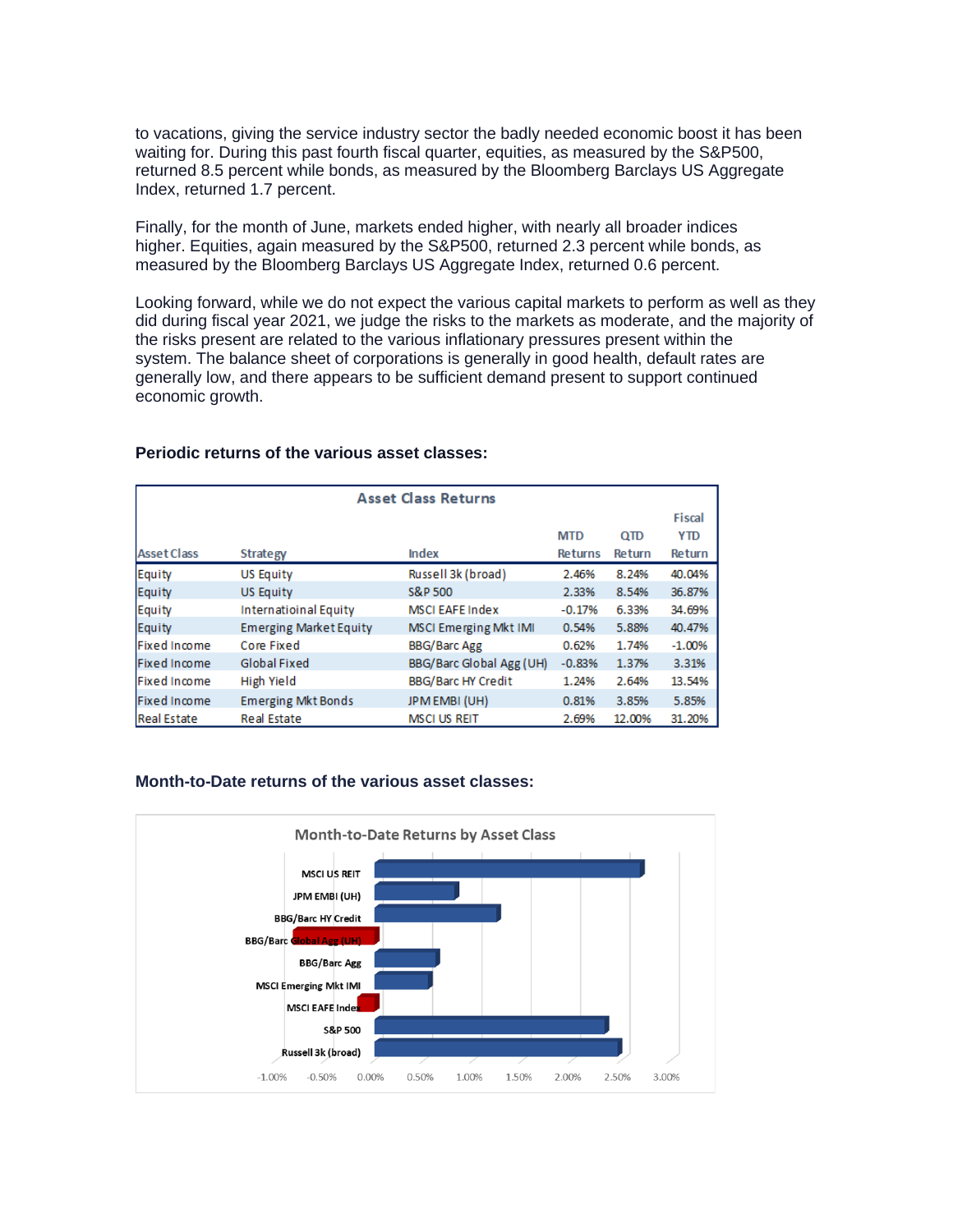to vacations, giving the service industry sector the badly needed economic boost it has been waiting for. During this past fourth fiscal quarter, equities, as measured by the S&P500, returned 8.5 percent while bonds, as measured by the Bloomberg Barclays US Aggregate Index, returned 1.7 percent.

Finally, for the month of June, markets ended higher, with nearly all broader indices higher. Equities, again measured by the S&P500, returned 2.3 percent while bonds, as measured by the Bloomberg Barclays US Aggregate Index, returned 0.6 percent.

Looking forward, while we do not expect the various capital markets to perform as well as they did during fiscal year 2021, we judge the risks to the markets as moderate, and the majority of the risks present are related to the various inflationary pressures present within the system. The balance sheet of corporations is generally in good health, default rates are generally low, and there appears to be sufficient demand present to support continued economic growth.

**Periodic returns of the various asset classes:**

**Asset Class Returns**

| Asset Class | Strategy | Index | MTD Returns | QTD Return | Fiscal YTD Return |
|---|---|---|---|---|---|
| Equity | US Equity | Russell 3k (broad) | 2.46% | 8.24% | 40.04% |
| Equity | US Equity | S&P 500 | 2.33% | 8.54% | 36.87% |
| Equity | Internatioinal Equity | MSCI EAFE Index | -0.17% | 6.33% | 34.69% |
| Equity | Emerging Market Equity | MSCI Emerging Mkt IMI | 0.54% | 5.88% | 40.47% |
| Fixed Income | Core Fixed | BBG/Barc Agg | 0.62% | 1.74% | -1.00% |
| Fixed Income | Global Fixed | BBG/Barc Global Agg (UH) | -0.83% | 1.37% | 3.31% |
| Fixed Income | High Yield | BBG/Barc HY Credit | 1.24% | 2.64% | 13.54% |
| Fixed Income | Emerging Mkt Bonds | JPM EMBI (UH) | 0.81% | 3.85% | 5.85% |
| Real Estate | Real Estate | MSCI US REIT | 2.69% | 12.00% | 31.20% |

**Month-to-Date returns of the various asset classes:**

**Month-to-Date Returns by Asset Class**

| Index | MTD Return |
|---|---|
| MSCI US REIT | 2.69% |
| JPM EMBI (UH) | 0.81% |
| BBG/Barc HY Credit | 1.24% |
| BBG/Barc Global Agg (UH) | -0.83% |
| BBG/Barc Agg | 0.62% |
| MSCI Emerging Mkt IMI | 0.54% |
| MSCI EAFE Index | -0.17% |
| S&P 500 | 2.33% |
| Russell 3k (broad) | 2.46% |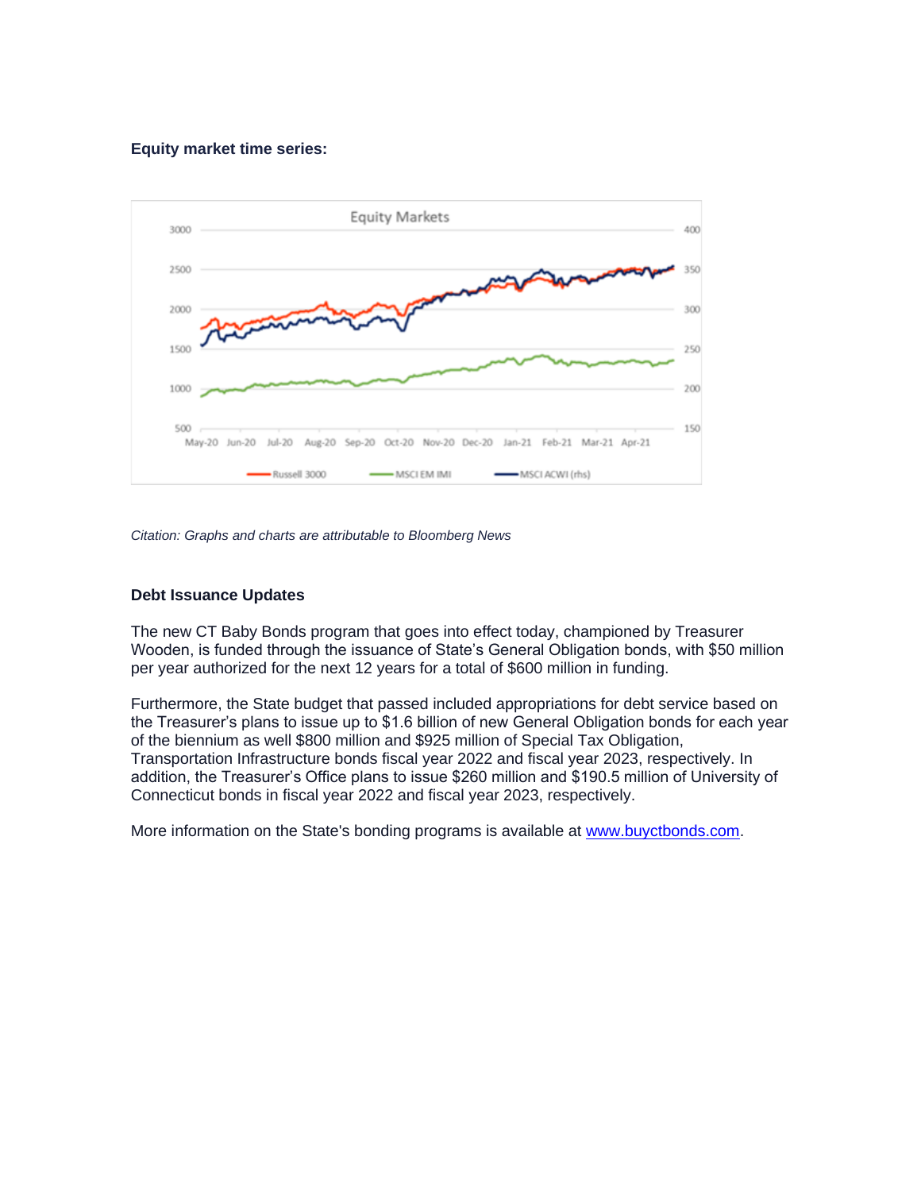**Equity market time series:**

Equity Markets

3000
2500
2000
1500
1000
500

400
350
300
250
200
150

May-20 Jun-20 Jul-20 Aug-20 Sep-20 Oct-20 Nov-20 Dec-20 Jan-21 Feb-21 Mar-21 Apr-21

Russell 3000
MSCI EM IMI
MSCI ACWI (rhs)

*Citation: Graphs and charts are attributable to Bloomberg News*

**Debt Issuance Updates**

The new CT Baby Bonds program that goes into effect today, championed by Treasurer Wooden, is funded through the issuance of State's General Obligation bonds, with $50 million per year authorized for the next 12 years for a total of $600 million in funding.

Furthermore, the State budget that passed included appropriations for debt service based on the Treasurer's plans to issue up to $1.6 billion of new General Obligation bonds for each year of the biennium as well $800 million and $925 million of Special Tax Obligation, Transportation Infrastructure bonds fiscal year 2022 and fiscal year 2023, respectively. In addition, the Treasurer's Office plans to issue $260 million and $190.5 million of University of Connecticut bonds in fiscal year 2022 and fiscal year 2023, respectively.

More information on the State's bonding programs is available at [www.buyctbonds.com](http://www.buyctbonds.com).